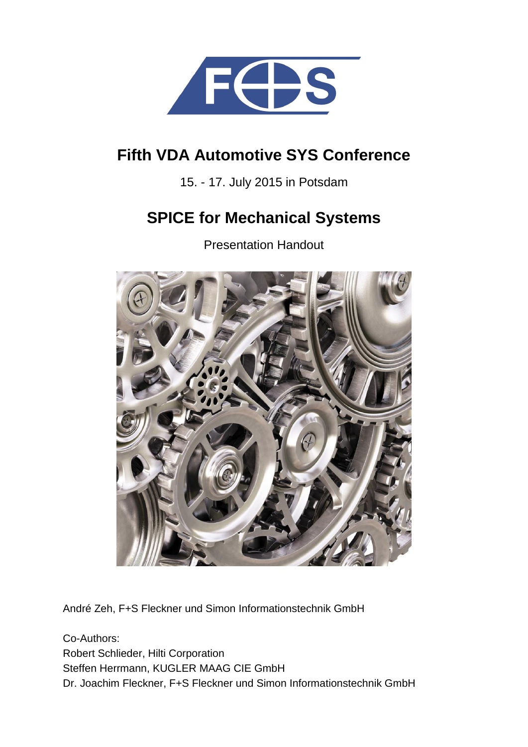# Fifth VDA Automotive SYS Conference

15. - 17. July 2015 in Potsdam

# SPICE for Mechanical Systems

Presentation Handout

André Zeh, F+S Fleckner und Simon Informationstechnik GmbH

Co-Authors:
Robert Schlieder, Hilti Corporation
Steffen Herrmann, KUGLER MAAG CIE GmbH
Dr. Joachim Fleckner, F+S Fleckner und Simon Informationstechnik GmbH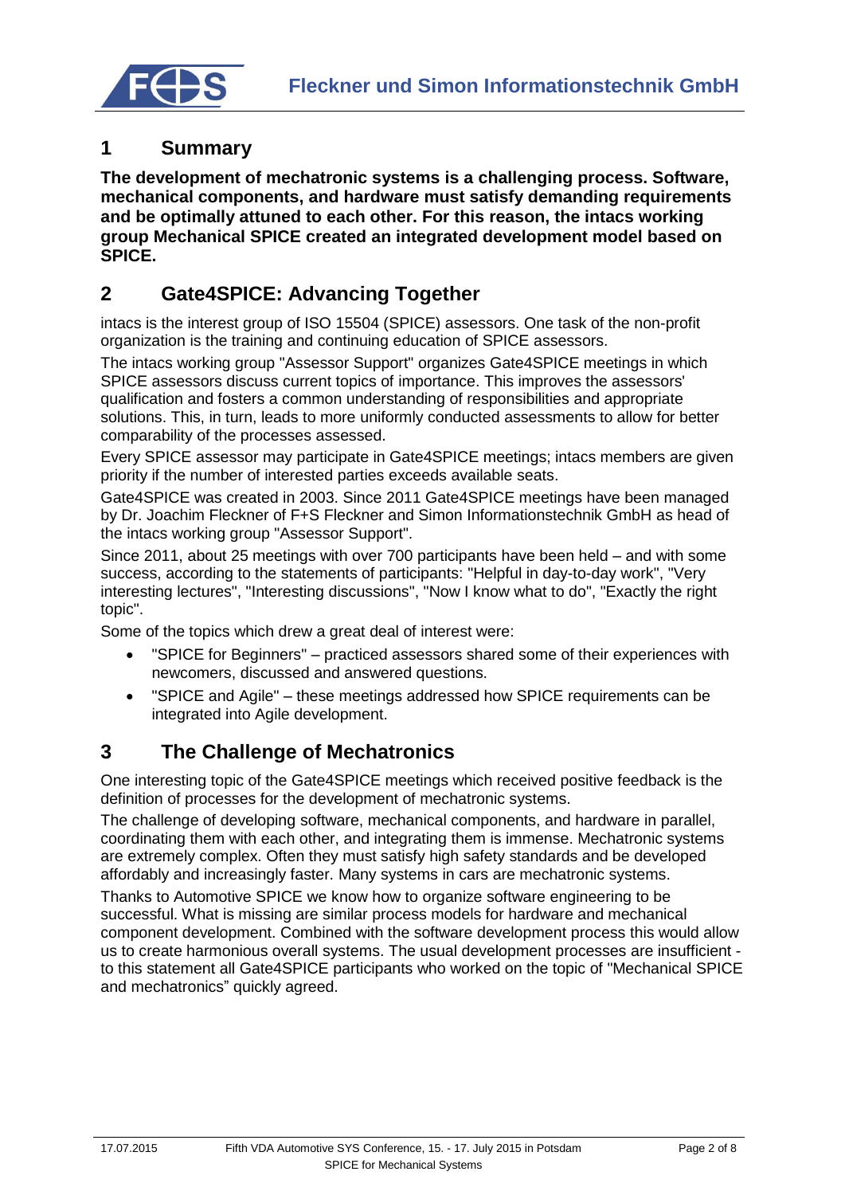## 1 Summary

**The development of mechatronic systems is a challenging process. Software, mechanical components, and hardware must satisfy demanding requirements and be optimally attuned to each other. For this reason, the intacs working group Mechanical SPICE created an integrated development model based on SPICE.**

## 2 Gate4SPICE: Advancing Together

intacs is the interest group of ISO 15504 (SPICE) assessors. One task of the non-profit organization is the training and continuing education of SPICE assessors.

The intacs working group "Assessor Support" organizes Gate4SPICE meetings in which SPICE assessors discuss current topics of importance. This improves the assessors' qualification and fosters a common understanding of responsibilities and appropriate solutions. This, in turn, leads to more uniformly conducted assessments to allow for better comparability of the processes assessed.

Every SPICE assessor may participate in Gate4SPICE meetings; intacs members are given priority if the number of interested parties exceeds available seats.

Gate4SPICE was created in 2003. Since 2011 Gate4SPICE meetings have been managed by Dr. Joachim Fleckner of F+S Fleckner and Simon Informationstechnik GmbH as head of the intacs working group "Assessor Support".

Since 2011, about 25 meetings with over 700 participants have been held – and with some success, according to the statements of participants: "Helpful in day-to-day work", "Very interesting lectures", "Interesting discussions", "Now I know what to do", "Exactly the right topic".

Some of the topics which drew a great deal of interest were:

- "SPICE for Beginners" – practiced assessors shared some of their experiences with newcomers, discussed and answered questions.
- "SPICE and Agile" – these meetings addressed how SPICE requirements can be integrated into Agile development.

## 3 The Challenge of Mechatronics

One interesting topic of the Gate4SPICE meetings which received positive feedback is the definition of processes for the development of mechatronic systems.

The challenge of developing software, mechanical components, and hardware in parallel, coordinating them with each other, and integrating them is immense. Mechatronic systems are extremely complex. Often they must satisfy high safety standards and be developed affordably and increasingly faster. Many systems in cars are mechatronic systems.

Thanks to Automotive SPICE we know how to organize software engineering to be successful. What is missing are similar process models for hardware and mechanical component development. Combined with the software development process this would allow us to create harmonious overall systems. The usual development processes are insufficient - to this statement all Gate4SPICE participants who worked on the topic of "Mechanical SPICE and mechatronics" quickly agreed.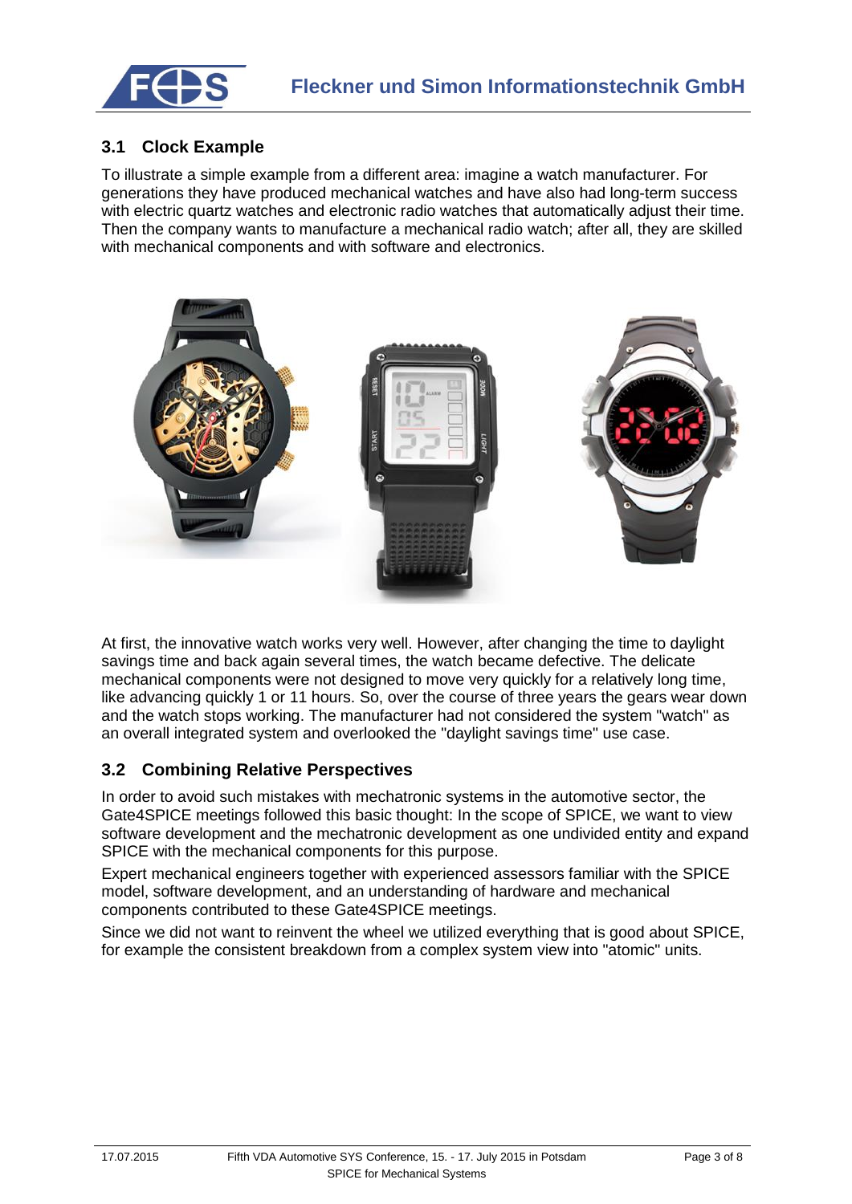## 3.1 Clock Example

To illustrate a simple example from a different area: imagine a watch manufacturer. For generations they have produced mechanical watches and have also had long-term success with electric quartz watches and electronic radio watches that automatically adjust their time. Then the company wants to manufacture a mechanical radio watch; after all, they are skilled with mechanical components and with software and electronics.

At first, the innovative watch works very well. However, after changing the time to daylight savings time and back again several times, the watch became defective. The delicate mechanical components were not designed to move very quickly for a relatively long time, like advancing quickly 1 or 11 hours. So, over the course of three years the gears wear down and the watch stops working. The manufacturer had not considered the system "watch" as an overall integrated system and overlooked the "daylight savings time" use case.

## 3.2 Combining Relative Perspectives

In order to avoid such mistakes with mechatronic systems in the automotive sector, the Gate4SPICE meetings followed this basic thought: In the scope of SPICE, we want to view software development and the mechatronic development as one undivided entity and expand SPICE with the mechanical components for this purpose.

Expert mechanical engineers together with experienced assessors familiar with the SPICE model, software development, and an understanding of hardware and mechanical components contributed to these Gate4SPICE meetings.

Since we did not want to reinvent the wheel we utilized everything that is good about SPICE, for example the consistent breakdown from a complex system view into "atomic" units.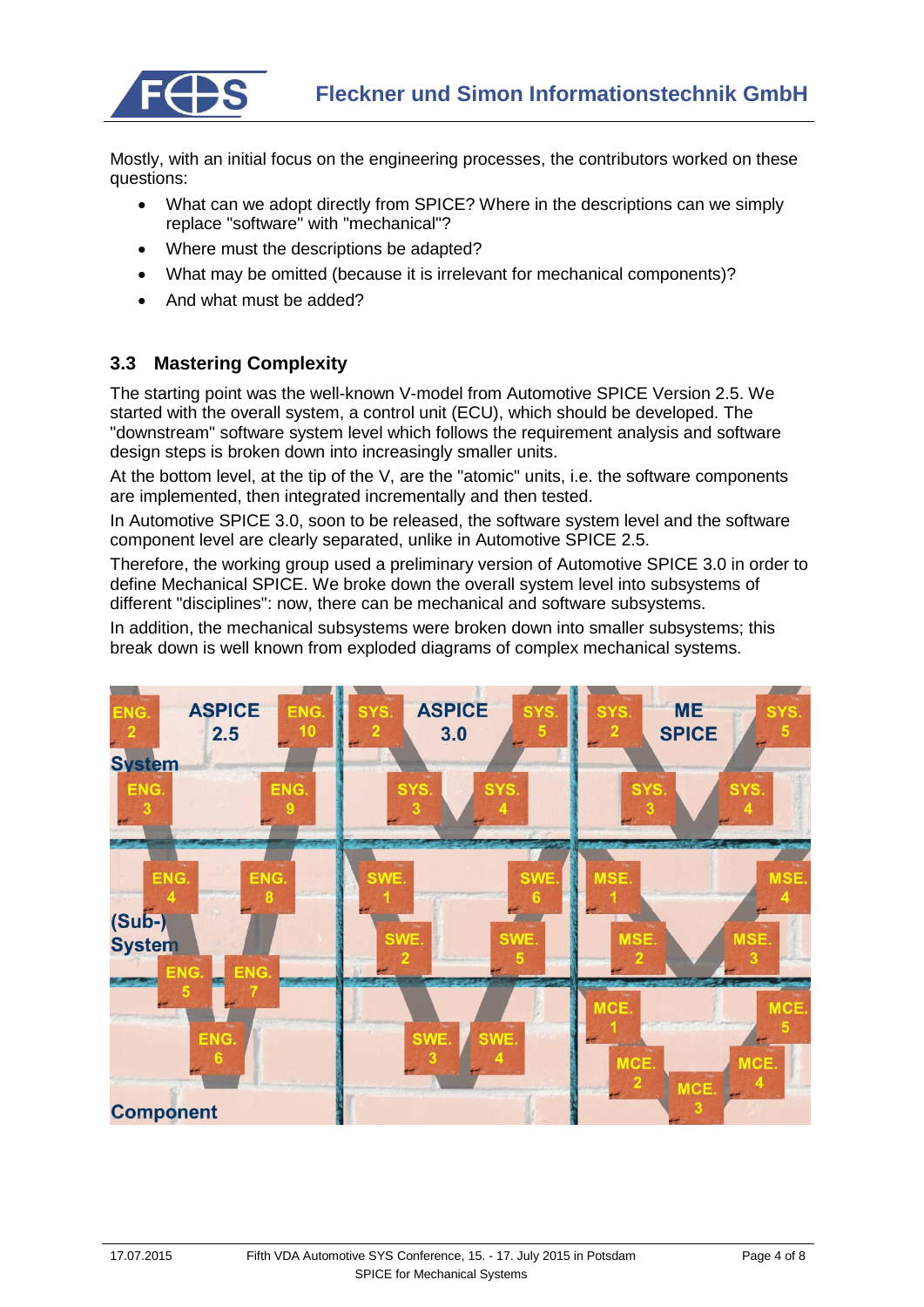Mostly, with an initial focus on the engineering processes, the contributors worked on these questions:

- What can we adopt directly from SPICE? Where in the descriptions can we simply replace "software" with "mechanical"?
- Where must the descriptions be adapted?
- What may be omitted (because it is irrelevant for mechanical components)?
- And what must be added?

## 3.3 Mastering Complexity

The starting point was the well-known V-model from Automotive SPICE Version 2.5. We started with the overall system, a control unit (ECU), which should be developed. The "downstream" software system level which follows the requirement analysis and software design steps is broken down into increasingly smaller units.

At the bottom level, at the tip of the V, are the "atomic" units, i.e. the software components are implemented, then integrated incrementally and then tested.

In Automotive SPICE 3.0, soon to be released, the software system level and the software component level are clearly separated, unlike in Automotive SPICE 2.5.

Therefore, the working group used a preliminary version of Automotive SPICE 3.0 in order to define Mechanical SPICE. We broke down the overall system level into subsystems of different "disciplines": now, there can be mechanical and software subsystems.

In addition, the mechanical subsystems were broken down into smaller subsystems; this break down is well known from exploded diagrams of complex mechanical systems.

| | ASPICE 2.5 | ASPICE 3.0 | ME SPICE |
|---|---|---|---|
| System | ENG.2, ENG.3, ENG.9, ENG.10 | SYS.2, SYS.3, SYS.4, SYS.5 | SYS.2, SYS.3, SYS.4, SYS.5 |
| (Sub-) System | ENG.4, ENG.5, ENG.7, ENG.8 | SWE.1, SWE.2, SWE.5, SWE.6 | MSE.1, MSE.2, MSE.3, MSE.4 |
| Component | ENG.6 | SWE.3, SWE.4 | MCE.1, MCE.2, MCE.3, MCE.4, MCE.5 |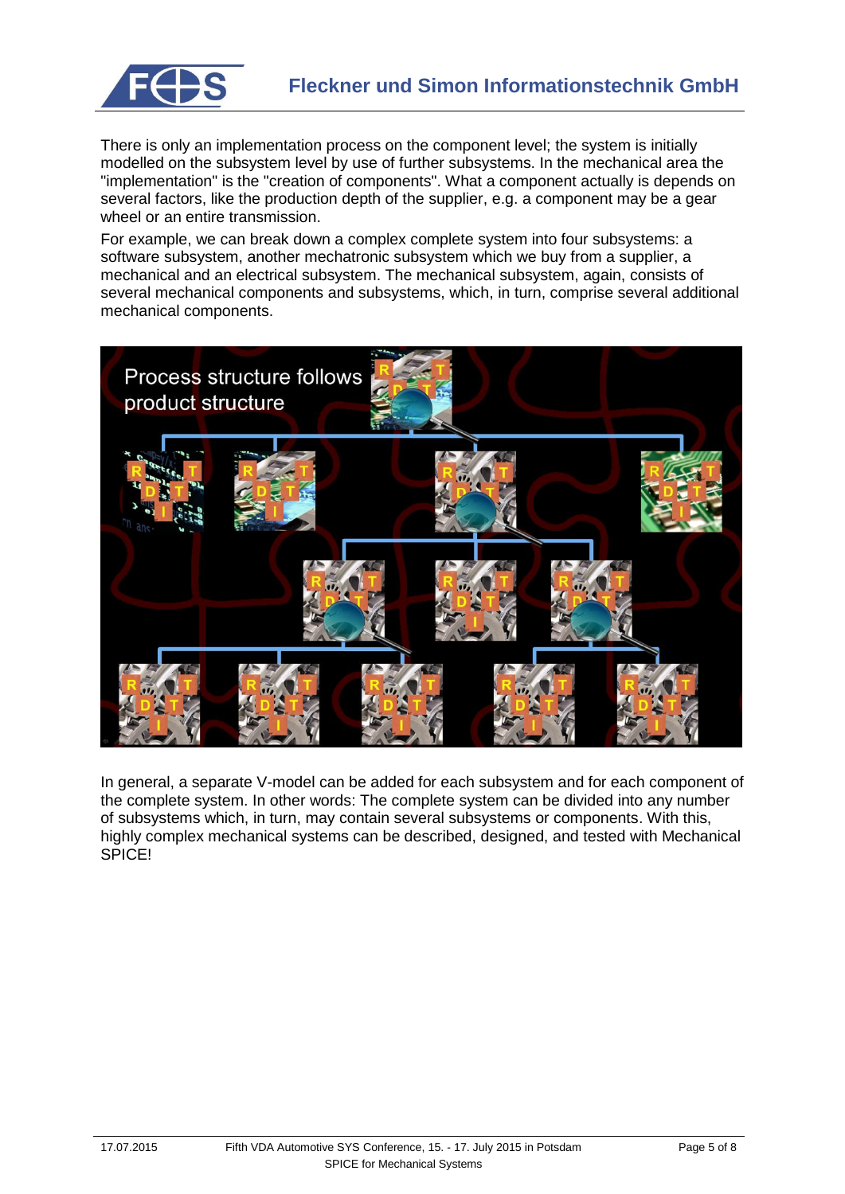There is only an implementation process on the component level; the system is initially modelled on the subsystem level by use of further subsystems. In the mechanical area the "implementation" is the "creation of components". What a component actually is depends on several factors, like the production depth of the supplier, e.g. a component may be a gear wheel or an entire transmission.

For example, we can break down a complex complete system into four subsystems: a software subsystem, another mechatronic subsystem which we buy from a supplier, a mechanical and an electrical subsystem. The mechanical subsystem, again, consists of several mechanical components and subsystems, which, in turn, comprise several additional mechanical components.

In general, a separate V-model can be added for each subsystem and for each component of the complete system. In other words: The complete system can be divided into any number of subsystems which, in turn, may contain several subsystems or components. With this, highly complex mechanical systems can be described, designed, and tested with Mechanical SPICE!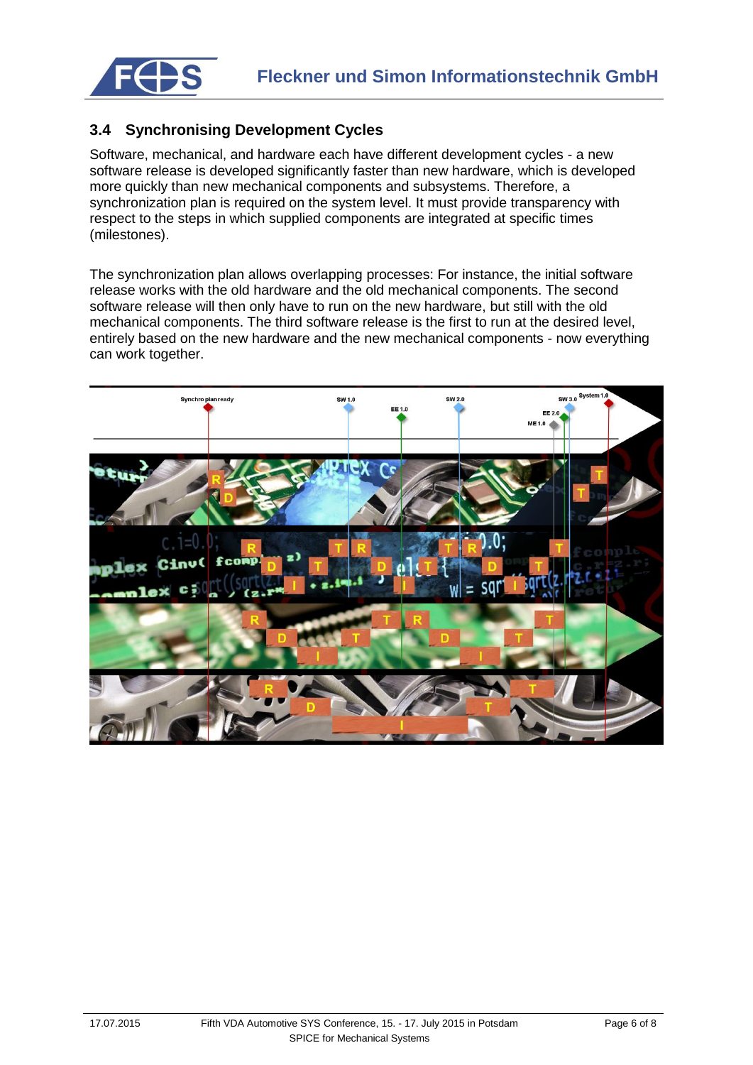## 3.4 Synchronising Development Cycles

Software, mechanical, and hardware each have different development cycles - a new software release is developed significantly faster than new hardware, which is developed more quickly than new mechanical components and subsystems. Therefore, a synchronization plan is required on the system level. It must provide transparency with respect to the steps in which supplied components are integrated at specific times (milestones).

The synchronization plan allows overlapping processes: For instance, the initial software release works with the old hardware and the old mechanical components. The second software release will then only have to run on the new hardware, but still with the old mechanical components. The third software release is the first to run at the desired level, entirely based on the new hardware and the new mechanical components - now everything can work together.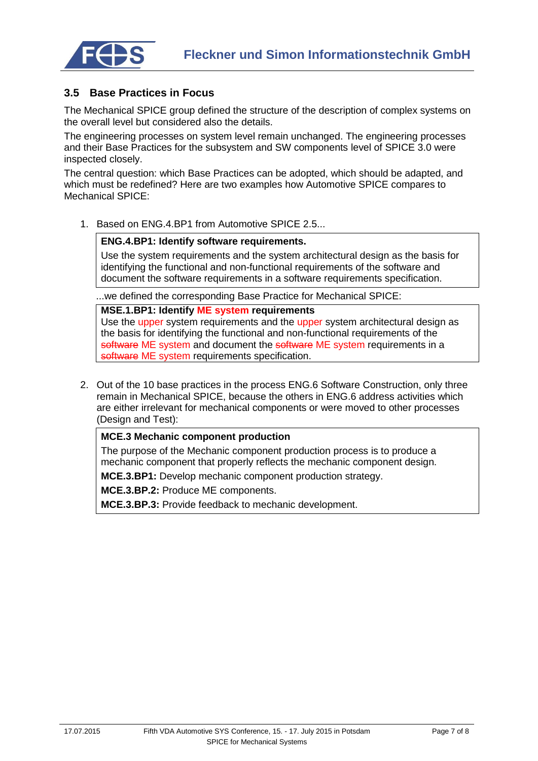### 3.5 Base Practices in Focus

The Mechanical SPICE group defined the structure of the description of complex systems on the overall level but considered also the details.

The engineering processes on system level remain unchanged. The engineering processes and their Base Practices for the subsystem and SW components level of SPICE 3.0 were inspected closely.

The central question: which Base Practices can be adopted, which should be adapted, and which must be redefined? Here are two examples how Automotive SPICE compares to Mechanical SPICE:

1. Based on ENG.4.BP1 from Automotive SPICE 2.5...

   > **ENG.4.BP1: Identify software requirements.**
   >
   > Use the system requirements and the system architectural design as the basis for identifying the functional and non-functional requirements of the software and document the software requirements in a software requirements specification.

   ...we defined the corresponding Base Practice for Mechanical SPICE:

   > **MSE.1.BP1: Identify ME system requirements**
   >
   > Use the upper system requirements and the upper system architectural design as the basis for identifying the functional and non-functional requirements of the ~~software~~ ME system and document the ~~software~~ ME system requirements in a ~~software~~ ME system requirements specification.

2. Out of the 10 base practices in the process ENG.6 Software Construction, only three remain in Mechanical SPICE, because the others in ENG.6 address activities which are either irrelevant for mechanical components or were moved to other processes (Design and Test):

   > **MCE.3 Mechanic component production**
   >
   > The purpose of the Mechanic component production process is to produce a mechanic component that properly reflects the mechanic component design.
   >
   > **MCE.3.BP1:** Develop mechanic component production strategy.
   >
   > **MCE.3.BP.2:** Produce ME components.
   >
   > **MCE.3.BP.3:** Provide feedback to mechanic development.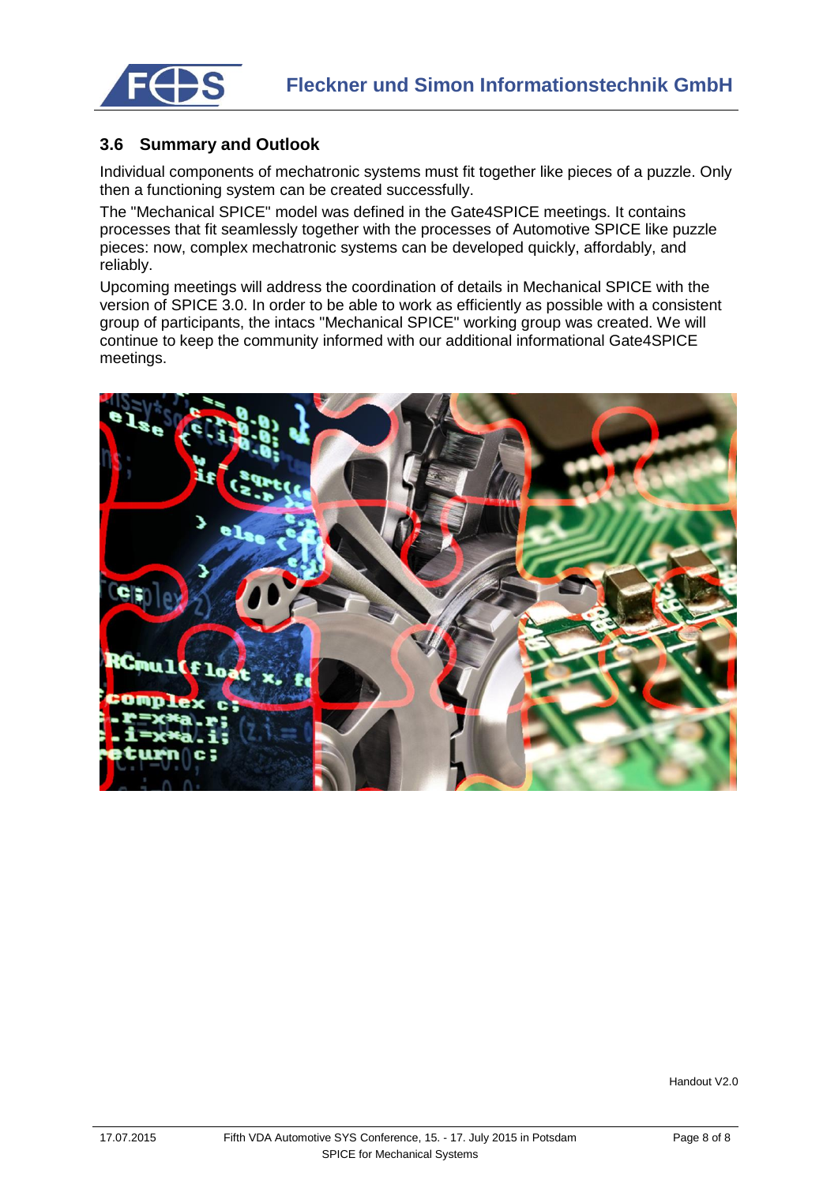## 3.6 Summary and Outlook

Individual components of mechatronic systems must fit together like pieces of a puzzle. Only then a functioning system can be created successfully.

The "Mechanical SPICE" model was defined in the Gate4SPICE meetings. It contains processes that fit seamlessly together with the processes of Automotive SPICE like puzzle pieces: now, complex mechatronic systems can be developed quickly, affordably, and reliably.

Upcoming meetings will address the coordination of details in Mechanical SPICE with the version of SPICE 3.0. In order to be able to work as efficiently as possible with a consistent group of participants, the intacs "Mechanical SPICE" working group was created. We will continue to keep the community informed with our additional informational Gate4SPICE meetings.

Handout V2.0